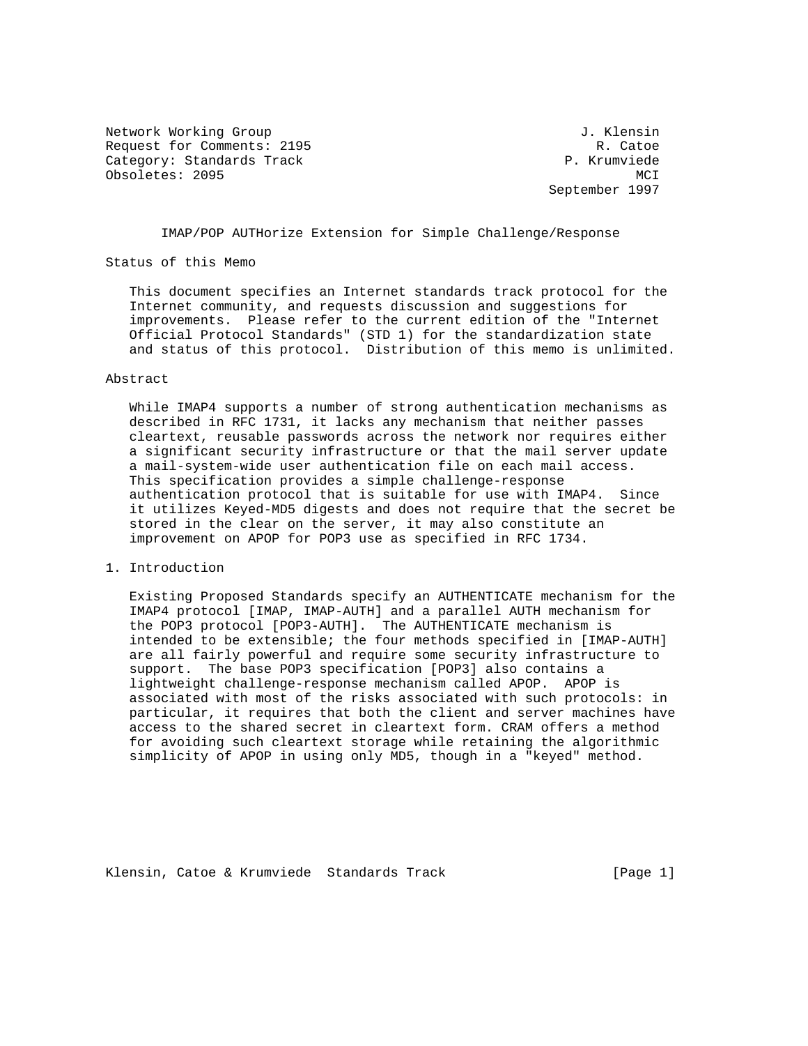Network Working Group J. Klensin
Request for Comments: 2195 R. Catoe
Category: Standards Track P. Krumviede
Obsoletes: 2095 MCI
September 1997

# IMAP/POP AUTHorize Extension for Simple Challenge/Response

## Status of this Memo

This document specifies an Internet standards track protocol for the Internet community, and requests discussion and suggestions for improvements. Please refer to the current edition of the "Internet Official Protocol Standards" (STD 1) for the standardization state and status of this protocol. Distribution of this memo is unlimited.

## Abstract

While IMAP4 supports a number of strong authentication mechanisms as described in RFC 1731, it lacks any mechanism that neither passes cleartext, reusable passwords across the network nor requires either a significant security infrastructure or that the mail server update a mail-system-wide user authentication file on each mail access. This specification provides a simple challenge-response authentication protocol that is suitable for use with IMAP4. Since it utilizes Keyed-MD5 digests and does not require that the secret be stored in the clear on the server, it may also constitute an improvement on APOP for POP3 use as specified in RFC 1734.

## 1. Introduction

Existing Proposed Standards specify an AUTHENTICATE mechanism for the IMAP4 protocol [IMAP, IMAP-AUTH] and a parallel AUTH mechanism for the POP3 protocol [POP3-AUTH]. The AUTHENTICATE mechanism is intended to be extensible; the four methods specified in [IMAP-AUTH] are all fairly powerful and require some security infrastructure to support. The base POP3 specification [POP3] also contains a lightweight challenge-response mechanism called APOP. APOP is associated with most of the risks associated with such protocols: in particular, it requires that both the client and server machines have access to the shared secret in cleartext form. CRAM offers a method for avoiding such cleartext storage while retaining the algorithmic simplicity of APOP in using only MD5, though in a "keyed" method.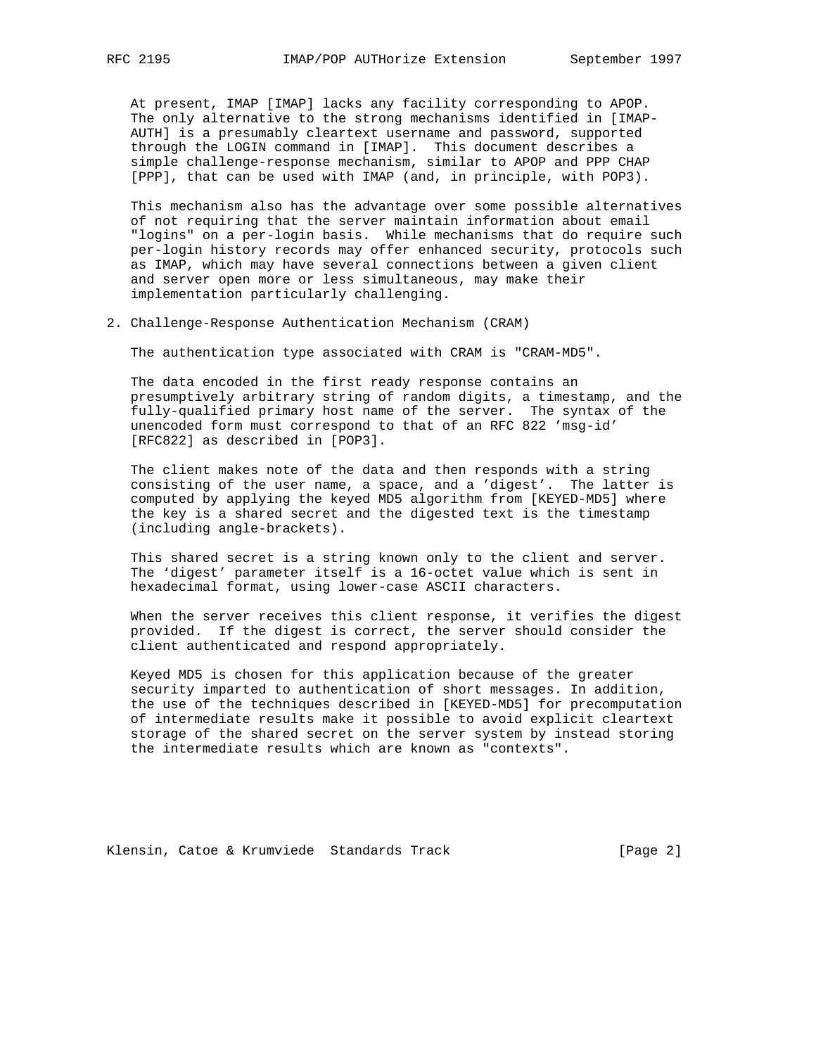At present, IMAP [IMAP] lacks any facility corresponding to APOP. The only alternative to the strong mechanisms identified in [IMAP-AUTH] is a presumably cleartext username and password, supported through the LOGIN command in [IMAP]. This document describes a simple challenge-response mechanism, similar to APOP and PPP CHAP [PPP], that can be used with IMAP (and, in principle, with POP3).

This mechanism also has the advantage over some possible alternatives of not requiring that the server maintain information about email "logins" on a per-login basis. While mechanisms that do require such per-login history records may offer enhanced security, protocols such as IMAP, which may have several connections between a given client and server open more or less simultaneous, may make their implementation particularly challenging.

## 2. Challenge-Response Authentication Mechanism (CRAM)

The authentication type associated with CRAM is "CRAM-MD5".

The data encoded in the first ready response contains an presumptively arbitrary string of random digits, a timestamp, and the fully-qualified primary host name of the server. The syntax of the unencoded form must correspond to that of an RFC 822 'msg-id' [RFC822] as described in [POP3].

The client makes note of the data and then responds with a string consisting of the user name, a space, and a 'digest'. The latter is computed by applying the keyed MD5 algorithm from [KEYED-MD5] where the key is a shared secret and the digested text is the timestamp (including angle-brackets).

This shared secret is a string known only to the client and server. The 'digest' parameter itself is a 16-octet value which is sent in hexadecimal format, using lower-case ASCII characters.

When the server receives this client response, it verifies the digest provided. If the digest is correct, the server should consider the client authenticated and respond appropriately.

Keyed MD5 is chosen for this application because of the greater security imparted to authentication of short messages. In addition, the use of the techniques described in [KEYED-MD5] for precomputation of intermediate results make it possible to avoid explicit cleartext storage of the shared secret on the server system by instead storing the intermediate results which are known as "contexts".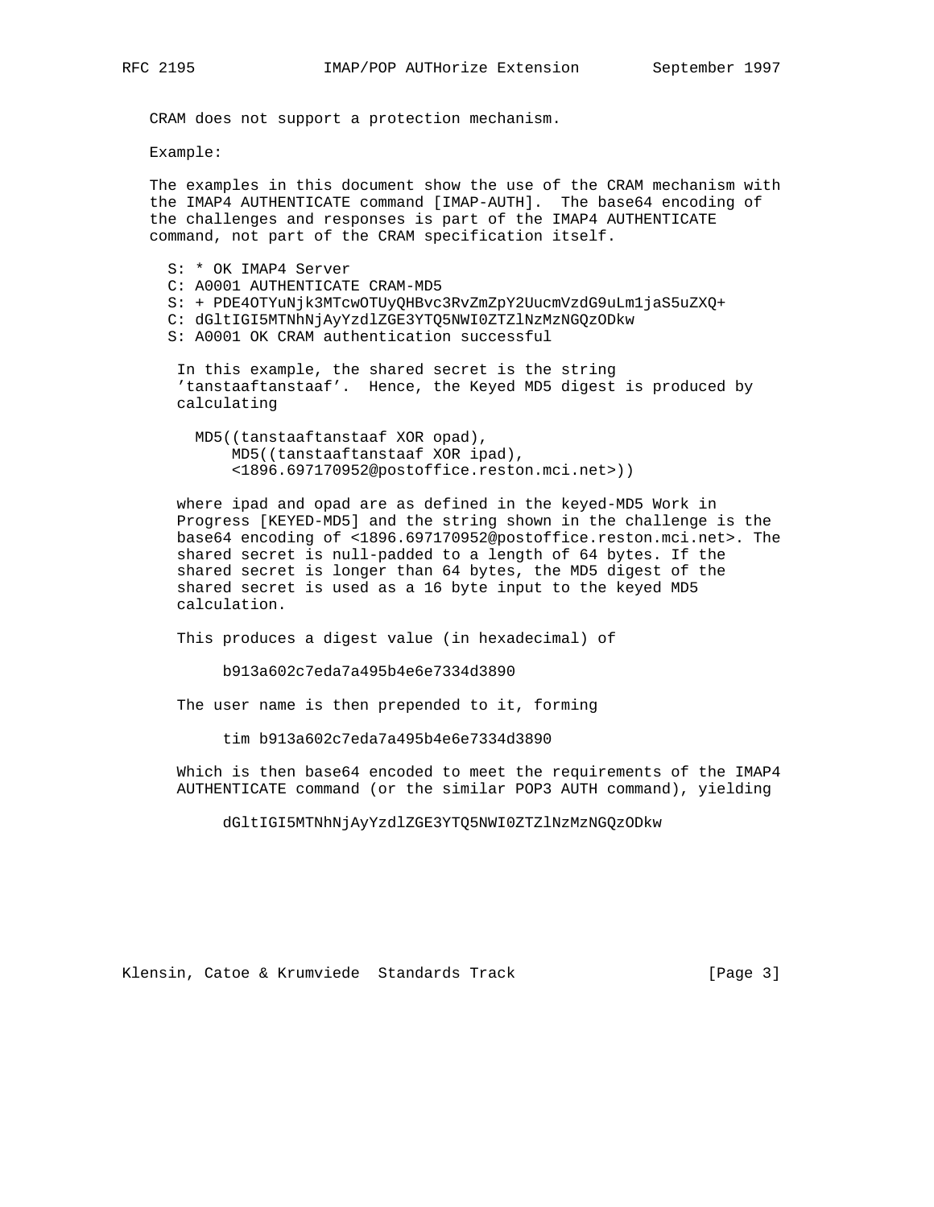CRAM does not support a protection mechanism.

Example:

The examples in this document show the use of the CRAM mechanism with the IMAP4 AUTHENTICATE command [IMAP-AUTH]. The base64 encoding of the challenges and responses is part of the IMAP4 AUTHENTICATE command, not part of the CRAM specification itself.

```
S: * OK IMAP4 Server
C: A0001 AUTHENTICATE CRAM-MD5
S: + PDE4OTYuNjk3MTcwOTUyQHBvc3RvZmZpY2UucmVzdG9uLm1jaS5uZXQ+
C: dGltIGI5MTNhNjAyYzdlZGE3YTQ5NWI0ZTZlNzMzNGQzODkw
S: A0001 OK CRAM authentication successful
```

In this example, the shared secret is the string 'tanstaaftanstaaf'. Hence, the Keyed MD5 digest is produced by calculating

```
MD5((tanstaaftanstaaf XOR opad),
    MD5((tanstaaftanstaaf XOR ipad),
    <1896.697170952@postoffice.reston.mci.net>))
```

where ipad and opad are as defined in the keyed-MD5 Work in Progress [KEYED-MD5] and the string shown in the challenge is the base64 encoding of <1896.697170952@postoffice.reston.mci.net>. The shared secret is null-padded to a length of 64 bytes. If the shared secret is longer than 64 bytes, the MD5 digest of the shared secret is used as a 16 byte input to the keyed MD5 calculation.

This produces a digest value (in hexadecimal) of

```
b913a602c7eda7a495b4e6e7334d3890
```

The user name is then prepended to it, forming

```
tim b913a602c7eda7a495b4e6e7334d3890
```

Which is then base64 encoded to meet the requirements of the IMAP4 AUTHENTICATE command (or the similar POP3 AUTH command), yielding

```
dGltIGI5MTNhNjAyYzdlZGE3YTQ5NWI0ZTZlNzMzNGQzODkw
```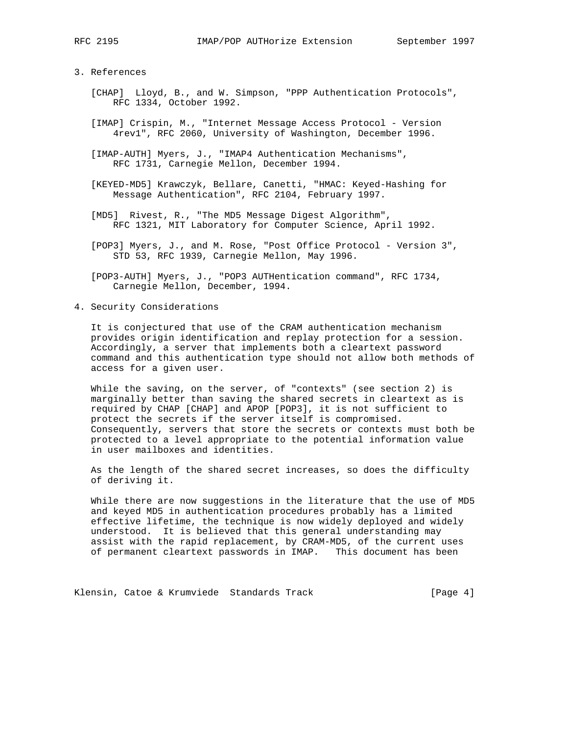## 3. References

[CHAP] Lloyd, B., and W. Simpson, "PPP Authentication Protocols", RFC 1334, October 1992.

[IMAP] Crispin, M., "Internet Message Access Protocol - Version 4rev1", RFC 2060, University of Washington, December 1996.

[IMAP-AUTH] Myers, J., "IMAP4 Authentication Mechanisms", RFC 1731, Carnegie Mellon, December 1994.

[KEYED-MD5] Krawczyk, Bellare, Canetti, "HMAC: Keyed-Hashing for Message Authentication", RFC 2104, February 1997.

[MD5] Rivest, R., "The MD5 Message Digest Algorithm", RFC 1321, MIT Laboratory for Computer Science, April 1992.

[POP3] Myers, J., and M. Rose, "Post Office Protocol - Version 3", STD 53, RFC 1939, Carnegie Mellon, May 1996.

[POP3-AUTH] Myers, J., "POP3 AUTHentication command", RFC 1734, Carnegie Mellon, December, 1994.

## 4. Security Considerations

It is conjectured that use of the CRAM authentication mechanism provides origin identification and replay protection for a session. Accordingly, a server that implements both a cleartext password command and this authentication type should not allow both methods of access for a given user.

While the saving, on the server, of "contexts" (see section 2) is marginally better than saving the shared secrets in cleartext as is required by CHAP [CHAP] and APOP [POP3], it is not sufficient to protect the secrets if the server itself is compromised. Consequently, servers that store the secrets or contexts must both be protected to a level appropriate to the potential information value in user mailboxes and identities.

As the length of the shared secret increases, so does the difficulty of deriving it.

While there are now suggestions in the literature that the use of MD5 and keyed MD5 in authentication procedures probably has a limited effective lifetime, the technique is now widely deployed and widely understood. It is believed that this general understanding may assist with the rapid replacement, by CRAM-MD5, of the current uses of permanent cleartext passwords in IMAP. This document has been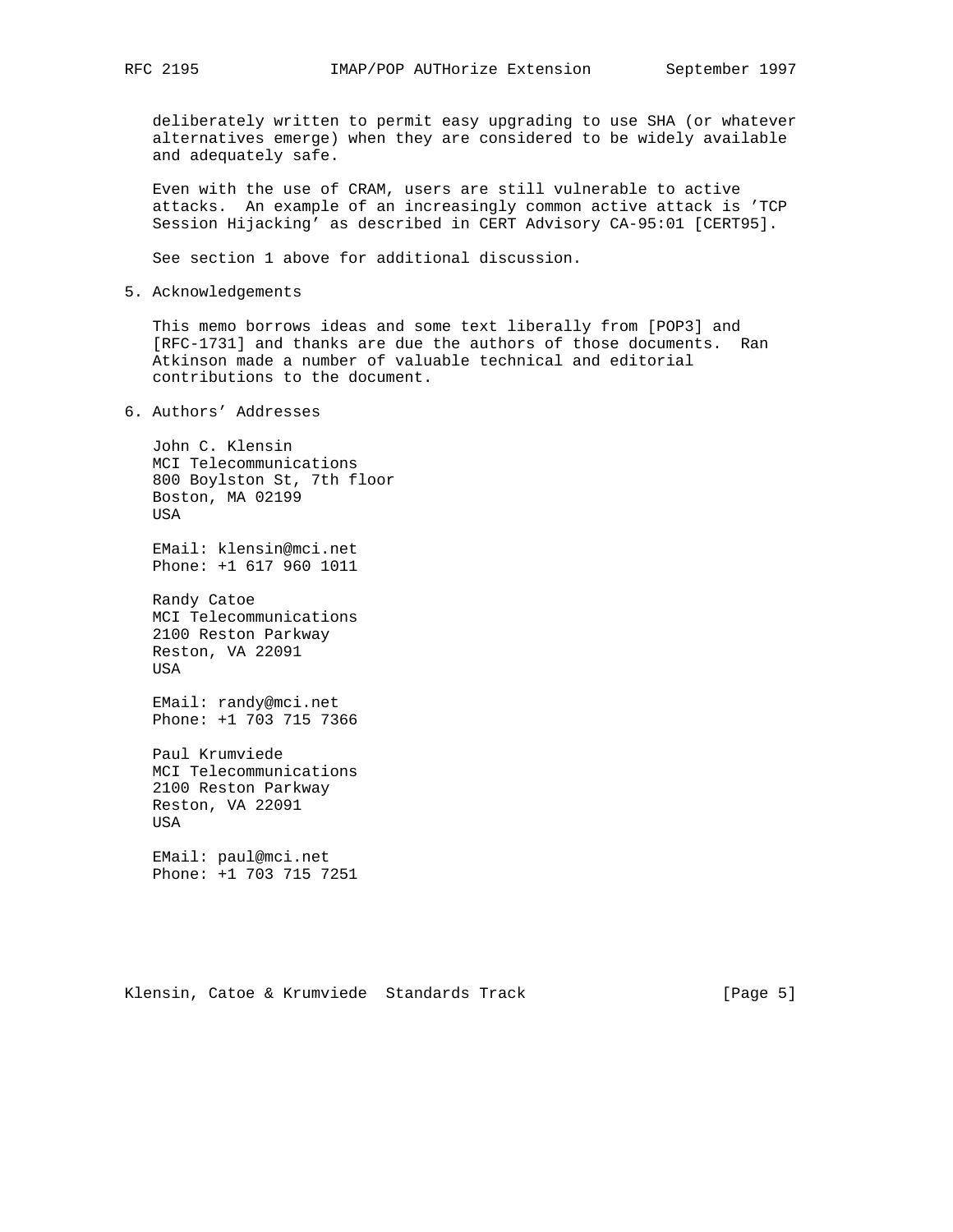deliberately written to permit easy upgrading to use SHA (or whatever alternatives emerge) when they are considered to be widely available and adequately safe.

Even with the use of CRAM, users are still vulnerable to active attacks. An example of an increasingly common active attack is 'TCP Session Hijacking' as described in CERT Advisory CA-95:01 [CERT95].

See section 1 above for additional discussion.

## 5. Acknowledgements

This memo borrows ideas and some text liberally from [POP3] and [RFC-1731] and thanks are due the authors of those documents. Ran Atkinson made a number of valuable technical and editorial contributions to the document.

## 6. Authors' Addresses

John C. Klensin
MCI Telecommunications
800 Boylston St, 7th floor
Boston, MA 02199
USA

EMail: klensin@mci.net
Phone: +1 617 960 1011

Randy Catoe
MCI Telecommunications
2100 Reston Parkway
Reston, VA 22091
USA

EMail: randy@mci.net
Phone: +1 703 715 7366

Paul Krumviede
MCI Telecommunications
2100 Reston Parkway
Reston, VA 22091
USA

EMail: paul@mci.net
Phone: +1 703 715 7251